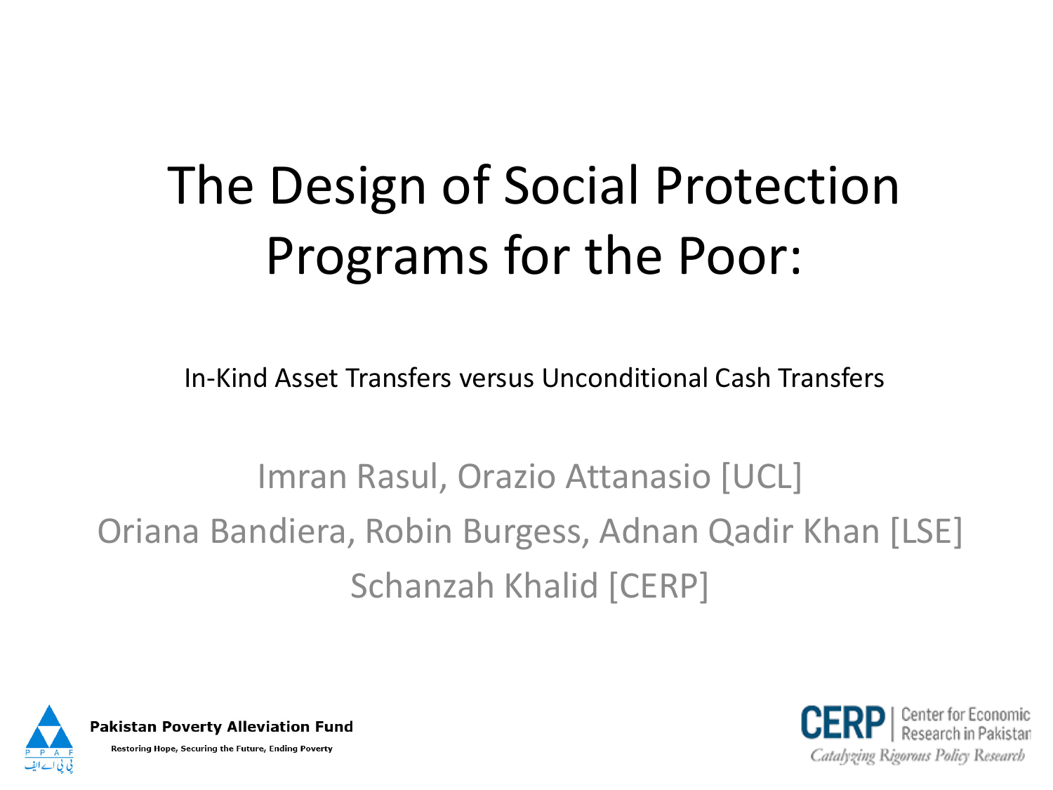# The Design of Social Protection Programs for the Poor:

In-Kind Asset Transfers versus Unconditional Cash Transfers

Imran Rasul, Orazio Attanasio [UCL]

Oriana Bandiera, Robin Burgess, Adnan Qadir Khan [LSE]

Schanzah Khalid [CERP]

**Pakistan Poverty Alleviation Fund**

Restoring Hope, Securing the Future, Ending Poverty

CERP | Center for Economic Research in Pakistan

*Catalyzing Rigorous Policy Research*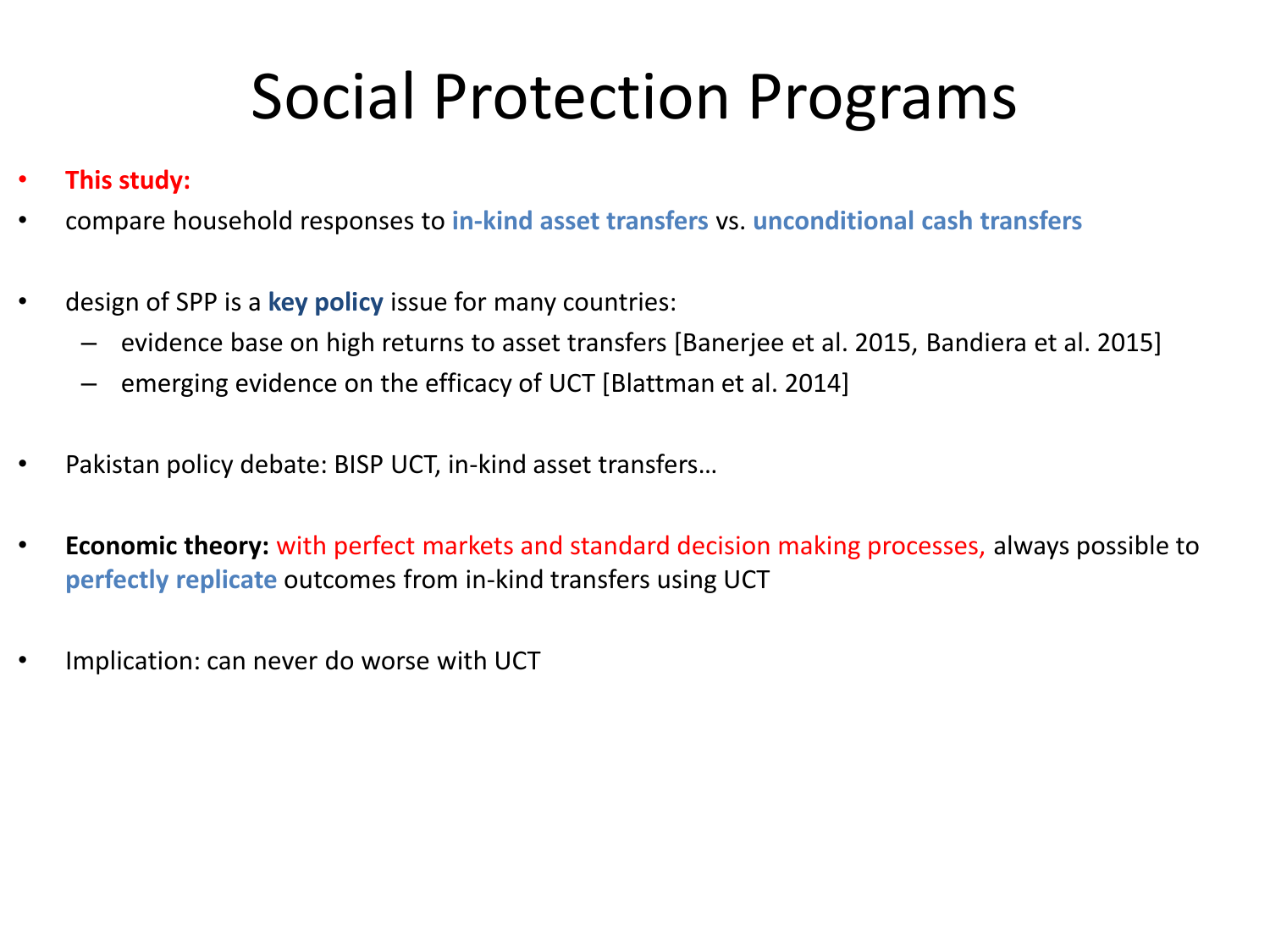# Social Protection Programs

- **This study:**
- compare household responses to **in-kind asset transfers** vs. **unconditional cash transfers**

- design of SPP is a **key policy** issue for many countries:
  - evidence base on high returns to asset transfers [Banerjee et al. 2015, Bandiera et al. 2015]
  - emerging evidence on the efficacy of UCT [Blattman et al. 2014]

- Pakistan policy debate: BISP UCT, in-kind asset transfers…

- **Economic theory:** with perfect markets and standard decision making processes, always possible to **perfectly replicate** outcomes from in-kind transfers using UCT

- Implication: can never do worse with UCT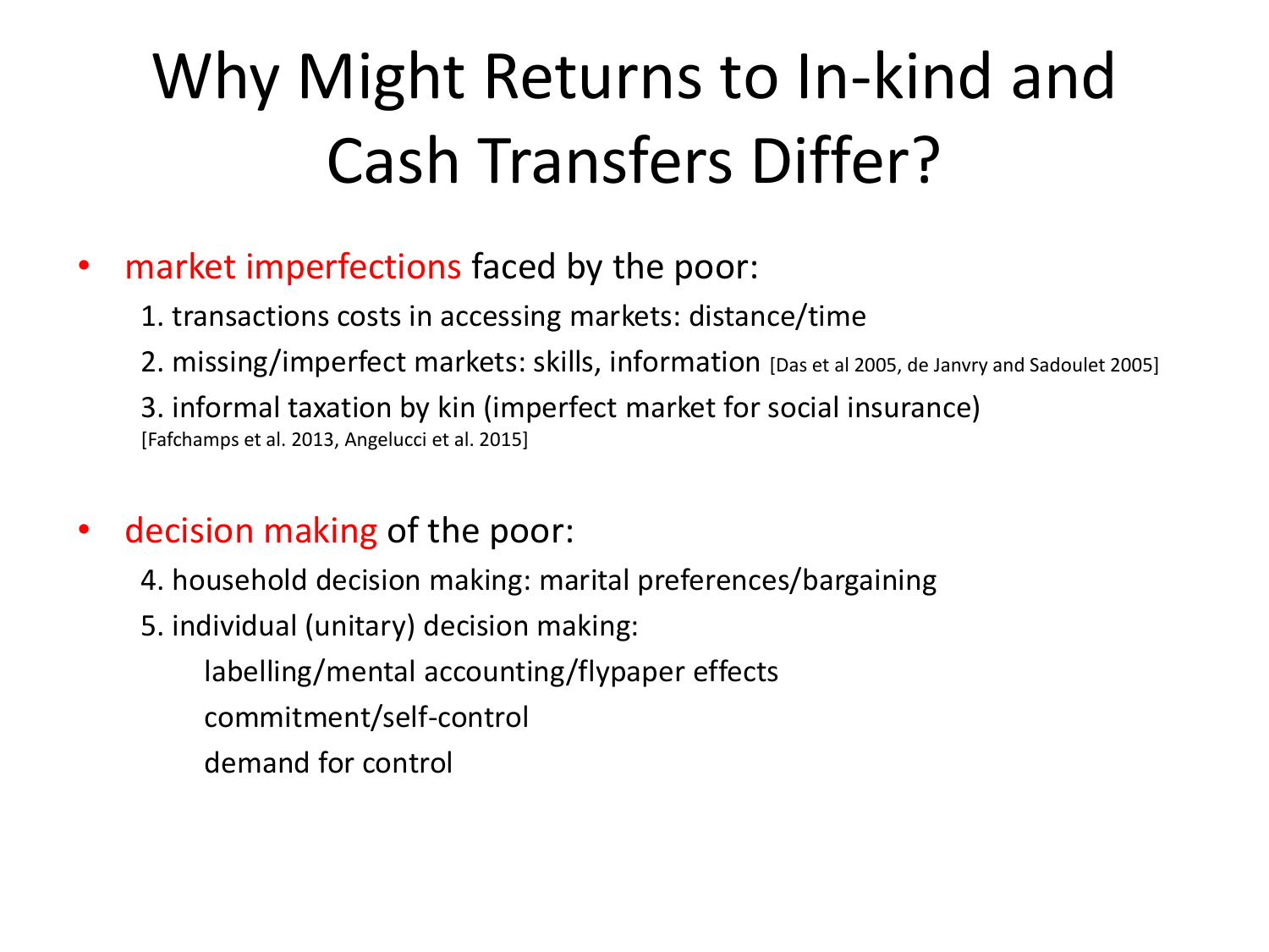# Why Might Returns to In-kind and Cash Transfers Differ?

- market imperfections faced by the poor:
  1. transactions costs in accessing markets: distance/time
  2. missing/imperfect markets: skills, information [Das et al 2005, de Janvry and Sadoulet 2005]
  3. informal taxation by kin (imperfect market for social insurance) [Fafchamps et al. 2013, Angelucci et al. 2015]

- decision making of the poor:
  4. household decision making: marital preferences/bargaining
  5. individual (unitary) decision making:
     - labelling/mental accounting/flypaper effects
     - commitment/self-control
     - demand for control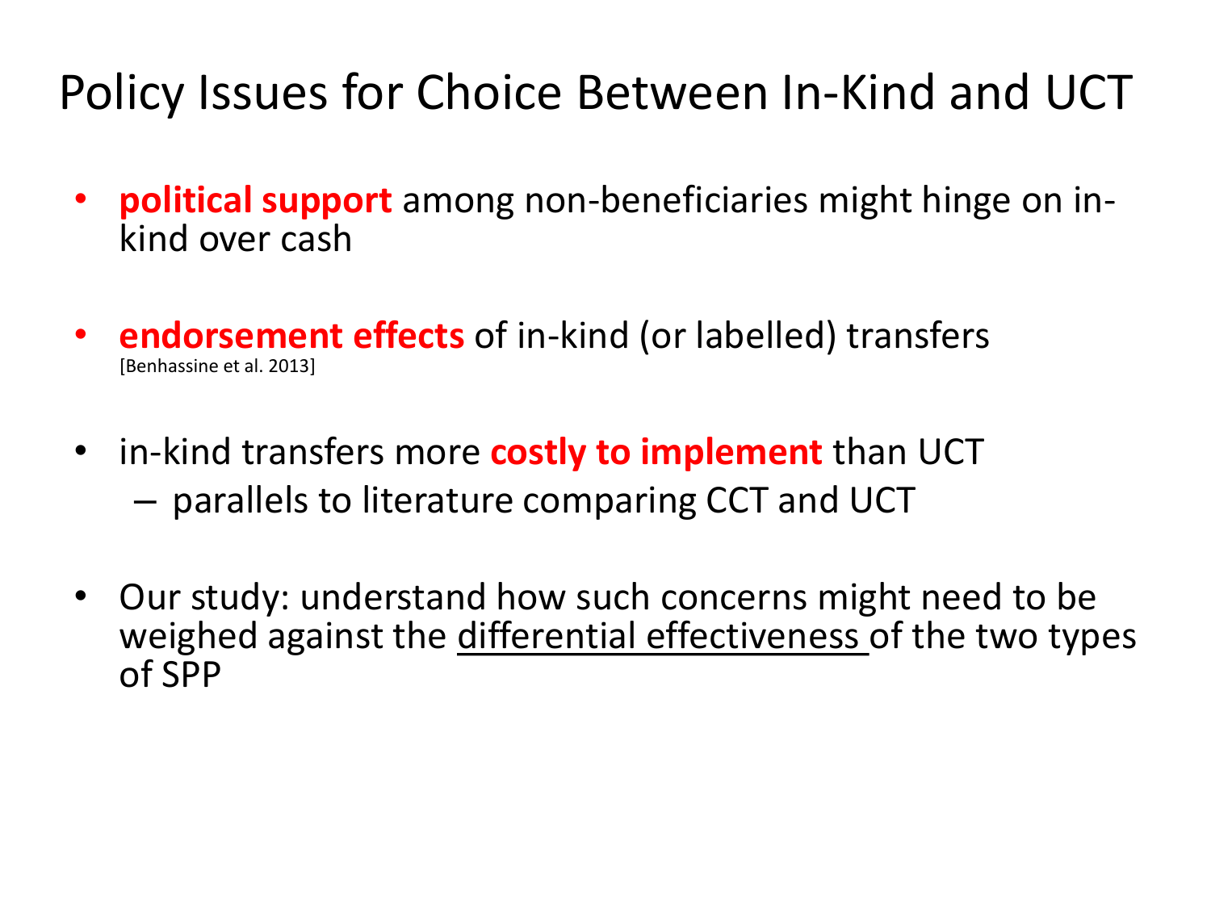# Policy Issues for Choice Between In-Kind and UCT

- **political support** among non-beneficiaries might hinge on in-kind over cash
- **endorsement effects** of in-kind (or labelled) transfers [Benhassine et al. 2013]
- in-kind transfers more **costly to implement** than UCT
  - parallels to literature comparing CCT and UCT
- Our study: understand how such concerns might need to be weighed against the <u>differential effectiveness</u> of the two types of SPP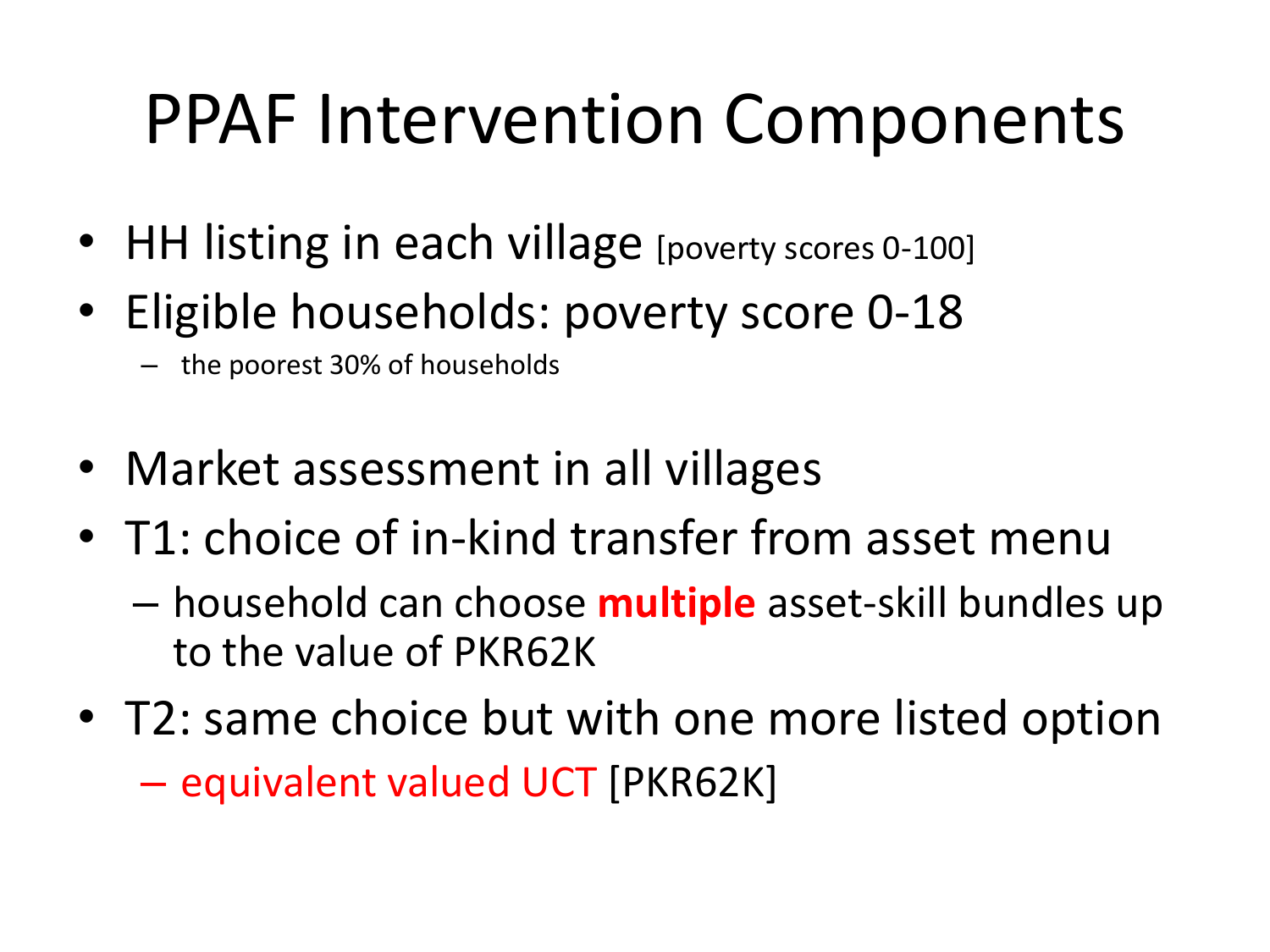# PPAF Intervention Components

- HH listing in each village [poverty scores 0-100]
- Eligible households: poverty score 0-18
  - the poorest 30% of households

- Market assessment in all villages
- T1: choice of in-kind transfer from asset menu
  - household can choose **multiple** asset-skill bundles up to the value of PKR62K
- T2: same choice but with one more listed option
  - equivalent valued UCT [PKR62K]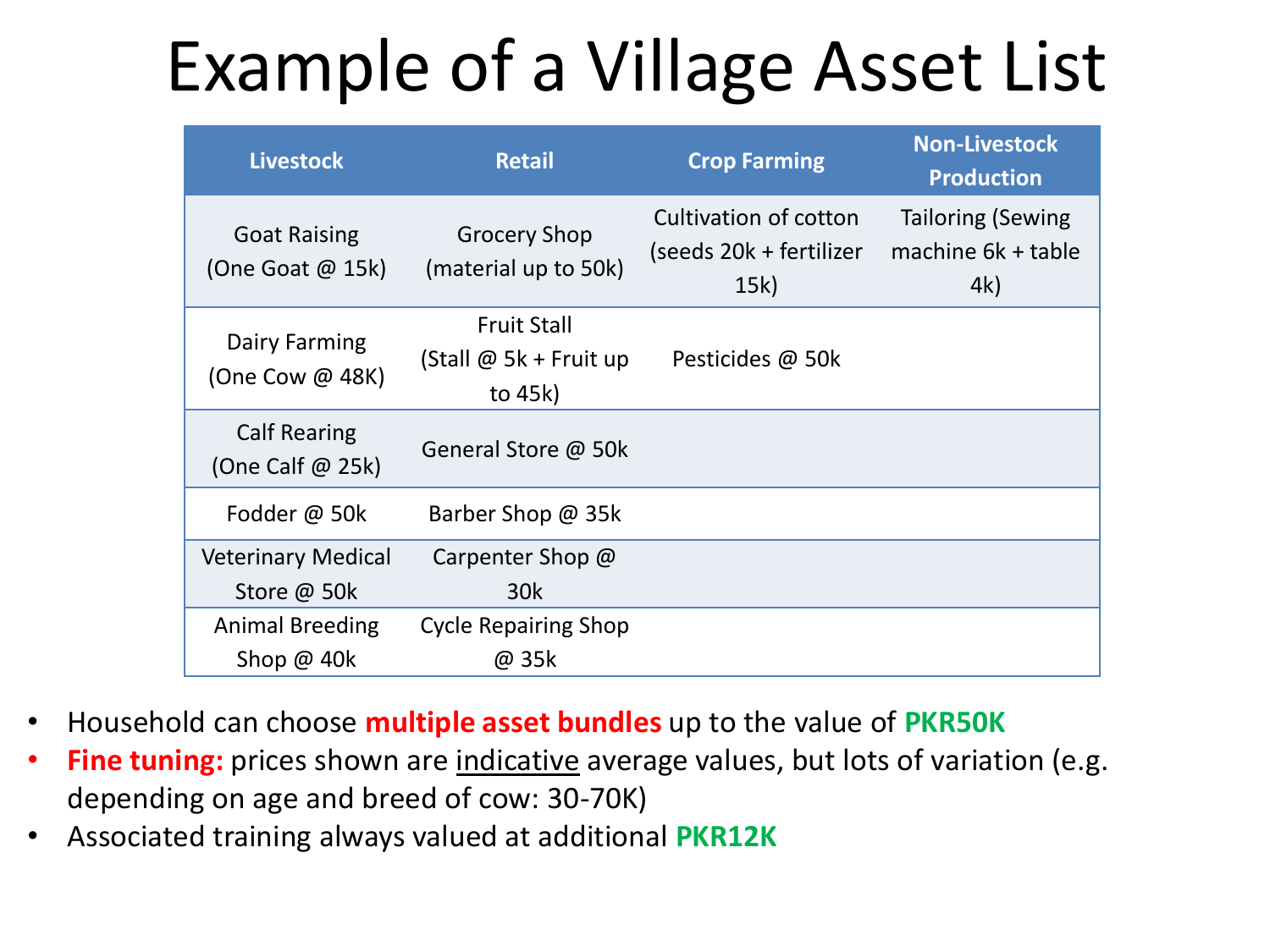# Example of a Village Asset List

| Livestock | Retail | Crop Farming | Non-Livestock Production |
|---|---|---|---|
| Goat Raising (One Goat @ 15k) | Grocery Shop (material up to 50k) | Cultivation of cotton (seeds 20k + fertilizer 15k) | Tailoring (Sewing machine 6k + table 4k) |
| Dairy Farming (One Cow @ 48K) | Fruit Stall (Stall @ 5k + Fruit up to 45k) | Pesticides @ 50k | |
| Calf Rearing (One Calf @ 25k) | General Store @ 50k | | |
| Fodder @ 50k | Barber Shop @ 35k | | |
| Veterinary Medical Store @ 50k | Carpenter Shop @ 30k | | |
| Animal Breeding Shop @ 40k | Cycle Repairing Shop @ 35k | | |

- Household can choose **multiple asset bundles** up to the value of **PKR50K**
- **Fine tuning:** prices shown are indicative average values, but lots of variation (e.g. depending on age and breed of cow: 30-70K)
- Associated training always valued at additional **PKR12K**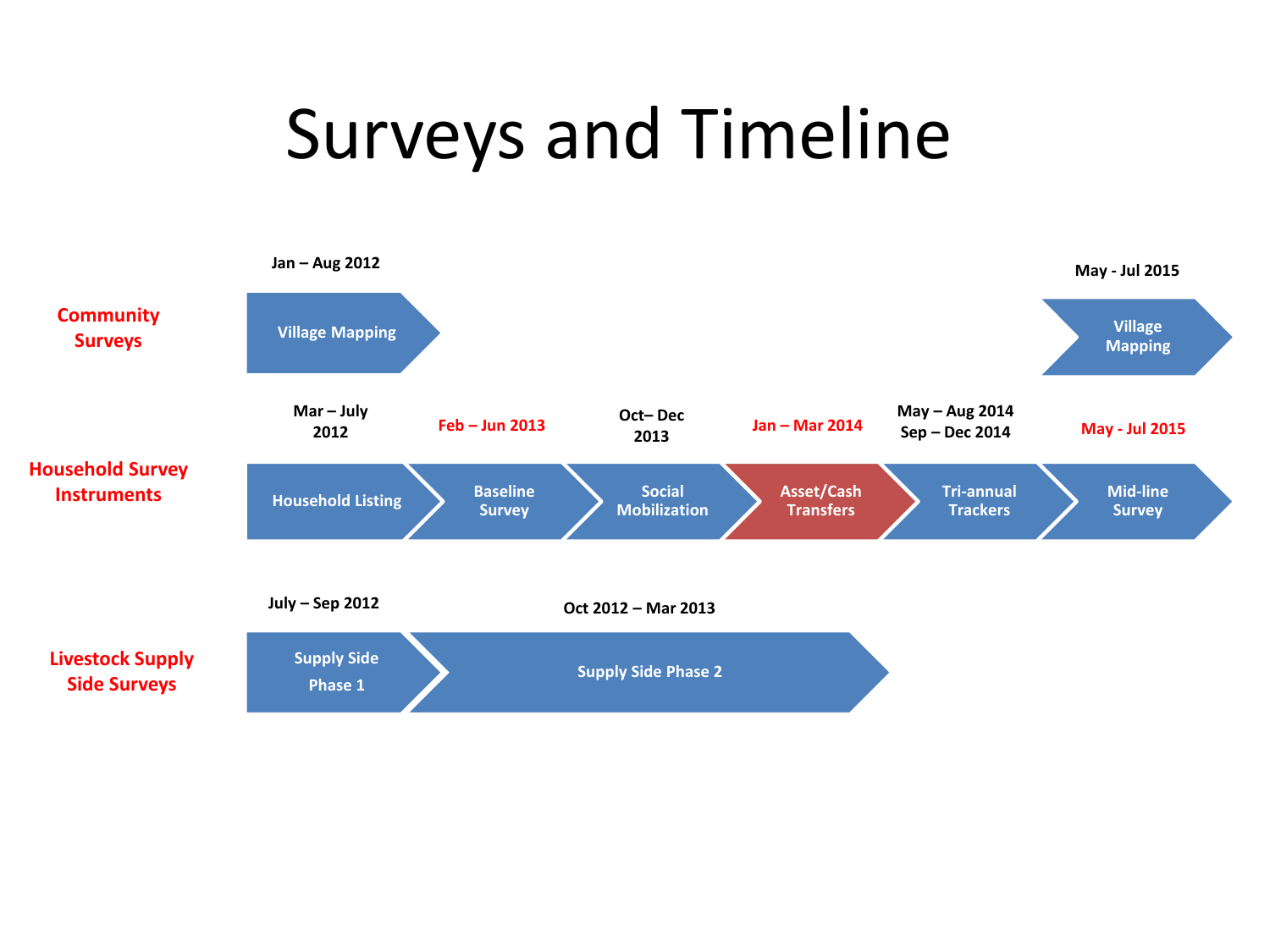# Surveys and Timeline

**Community Surveys**

- Jan – Aug 2012: Village Mapping
- May - Jul 2015: Village Mapping

**Household Survey Instruments**

- Mar – July 2012: Household Listing
- Feb – Jun 2013: Baseline Survey
- Oct– Dec 2013: Social Mobilization
- Jan – Mar 2014: Asset/Cash Transfers
- May – Aug 2014, Sep – Dec 2014: Tri-annual Trackers
- May - Jul 2015: Mid-line Survey

**Livestock Supply Side Surveys**

- July – Sep 2012: Supply Side Phase 1
- Oct 2012 – Mar 2013: Supply Side Phase 2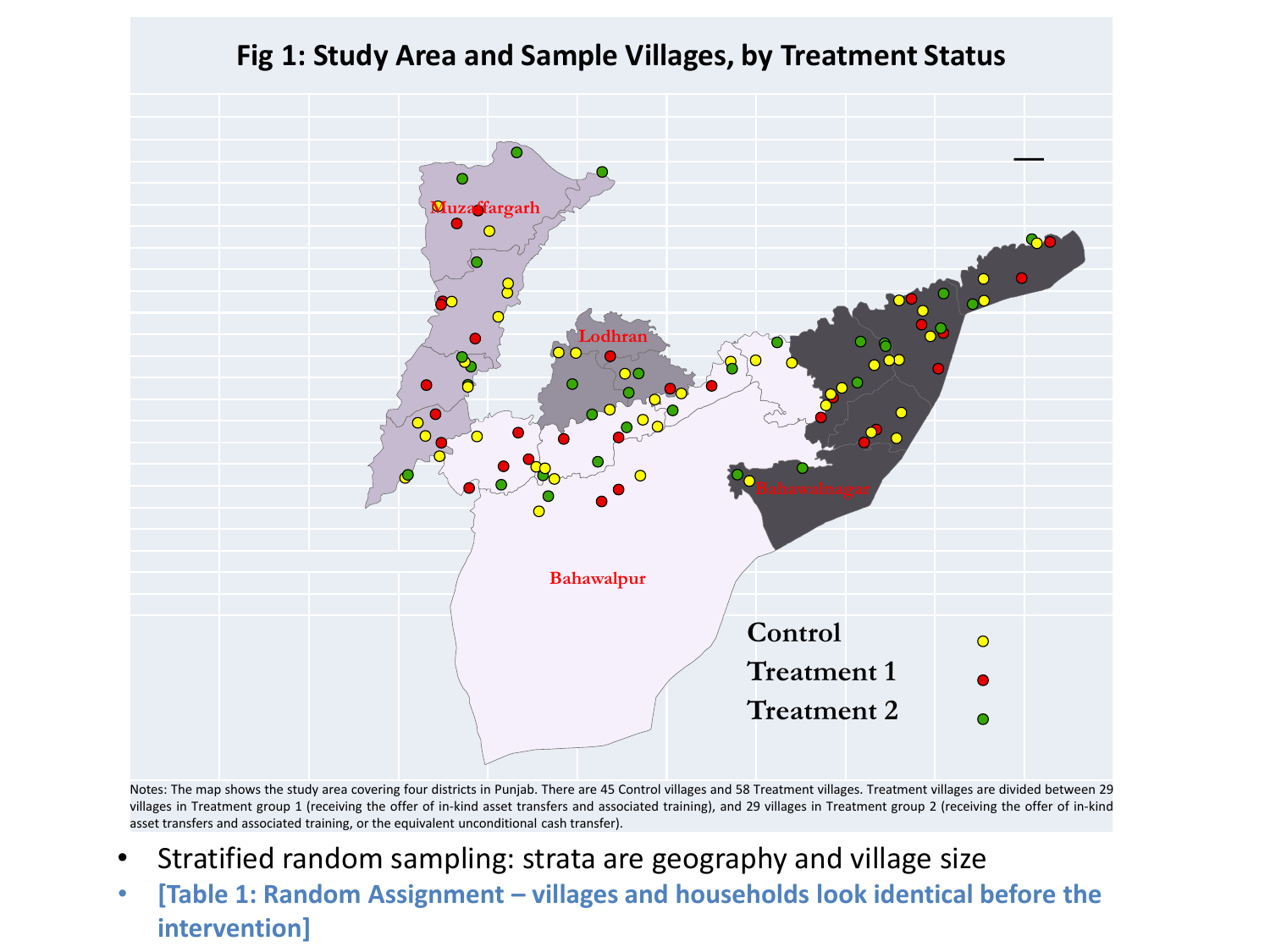## Fig 1: Study Area and Sample Villages, by Treatment Status

Muzaffargarh

Lodhran

Bahawalnagar

Bahawalpur

Control

Treatment 1

Treatment 2

Notes: The map shows the study area covering four districts in Punjab. There are 45 Control villages and 58 Treatment villages. Treatment villages are divided between 29 villages in Treatment group 1 (receiving the offer of in-kind asset transfers and associated training), and 29 villages in Treatment group 2 (receiving the offer of in-kind asset transfers and associated training, or the equivalent unconditional cash transfer).

- Stratified random sampling: strata are geography and village size
- **[Table 1: Random Assignment – villages and households look identical before the intervention]**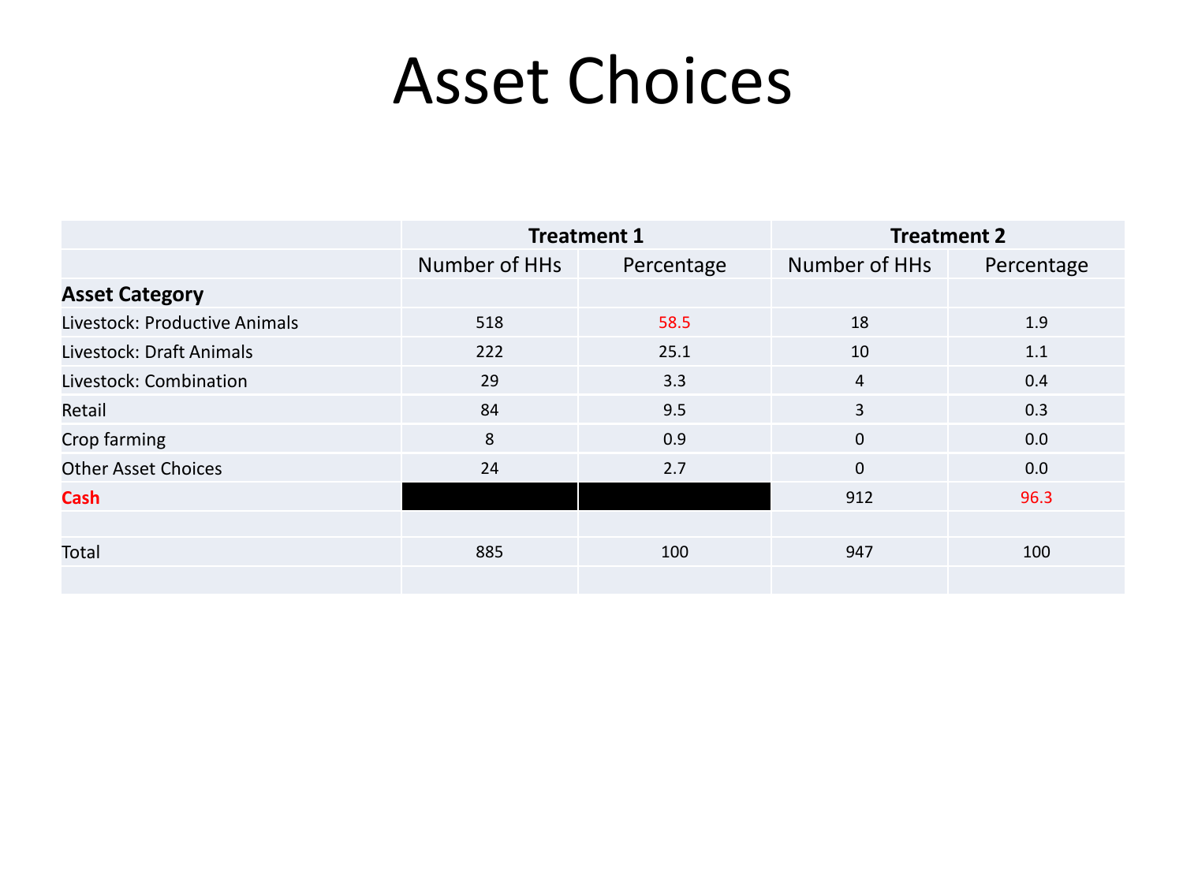# Asset Choices

| | Treatment 1 | | Treatment 2 | |
|---|---|---|---|---|
| | Number of HHs | Percentage | Number of HHs | Percentage |
| **Asset Category** | | | | |
| Livestock: Productive Animals | 518 | 58.5 | 18 | 1.9 |
| Livestock: Draft Animals | 222 | 25.1 | 10 | 1.1 |
| Livestock: Combination | 29 | 3.3 | 4 | 0.4 |
| Retail | 84 | 9.5 | 3 | 0.3 |
| Crop farming | 8 | 0.9 | 0 | 0.0 |
| Other Asset Choices | 24 | 2.7 | 0 | 0.0 |
| **Cash** | | | 912 | 96.3 |
| | | | | |
| Total | 885 | 100 | 947 | 100 |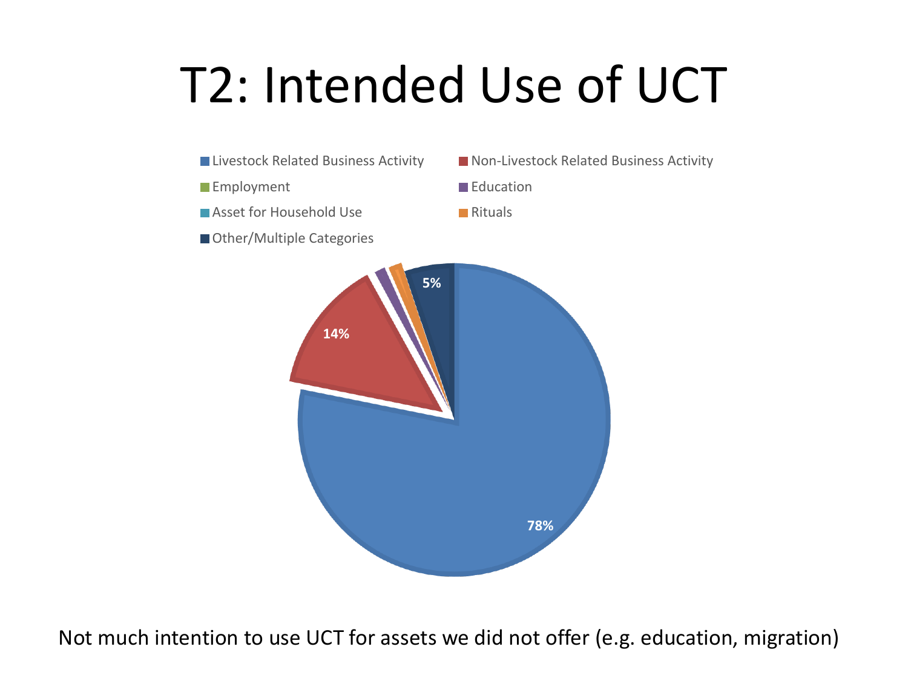# T2: Intended Use of UCT

- Livestock Related Business Activity
- Non-Livestock Related Business Activity
- Employment
- Education
- Asset for Household Use
- Rituals
- Other/Multiple Categories

78%

14%

5%

Not much intention to use UCT for assets we did not offer (e.g. education, migration)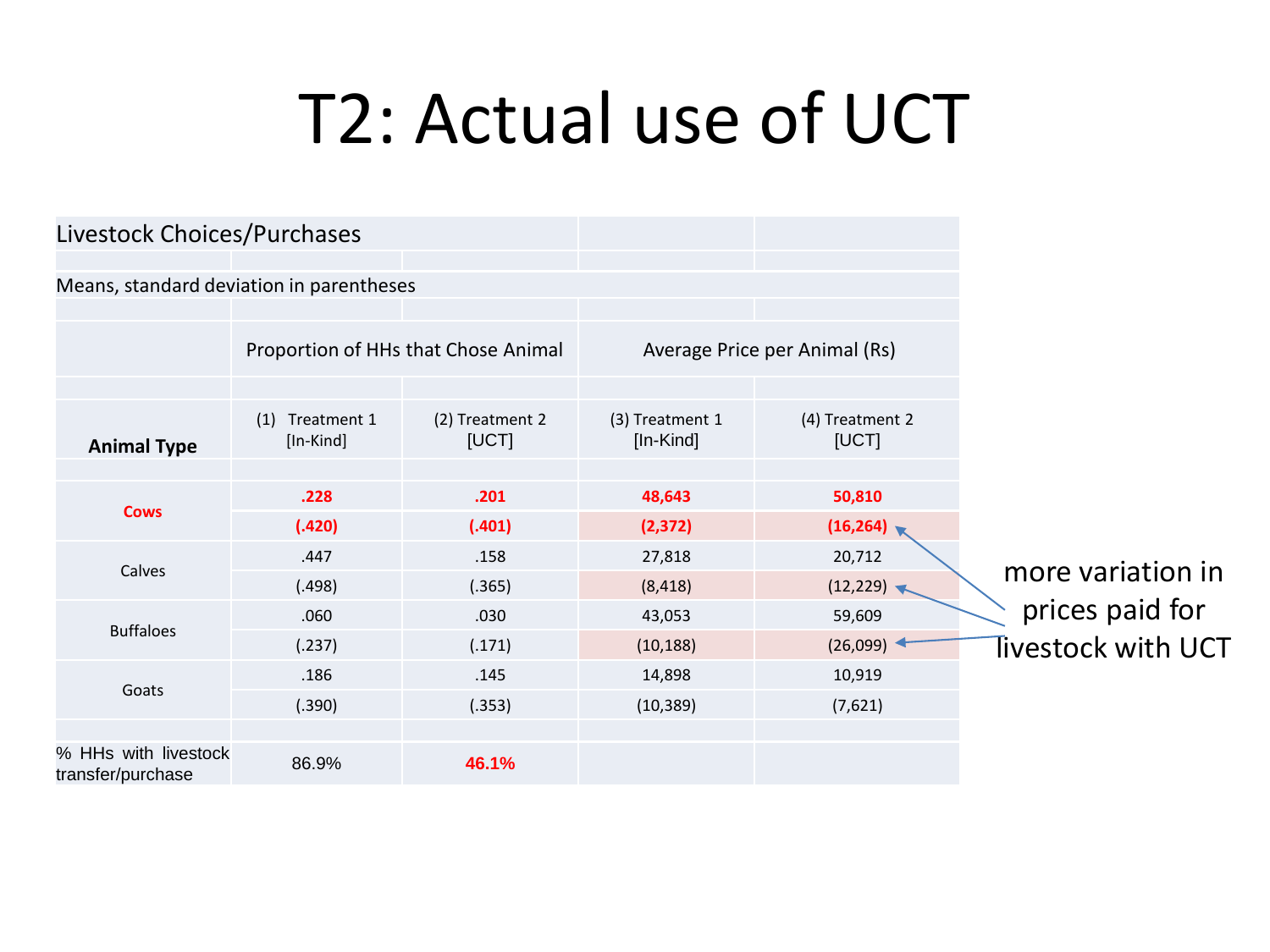# T2: Actual use of UCT

Livestock Choices/Purchases

Means, standard deviation in parentheses

| Animal Type | Proportion of HHs that Chose Animal | | Average Price per Animal (Rs) | |
|---|---|---|---|---|
| | (1) Treatment 1 [In-Kind] | (2) Treatment 2 [UCT] | (3) Treatment 1 [In-Kind] | (4) Treatment 2 [UCT] |
| **Cows** | **.228** | **.201** | **48,643** | **50,810** |
| | **(.420)** | **(.401)** | **(2,372)** | **(16,264)** |
| Calves | .447 | .158 | 27,818 | 20,712 |
| | (.498) | (.365) | (8,418) | (12,229) |
| Buffaloes | .060 | .030 | 43,053 | 59,609 |
| | (.237) | (.171) | (10,188) | (26,099) |
| Goats | .186 | .145 | 14,898 | 10,919 |
| | (.390) | (.353) | (10,389) | (7,621) |
| % HHs with livestock transfer/purchase | 86.9% | **46.1%** | | |

more variation in prices paid for livestock with UCT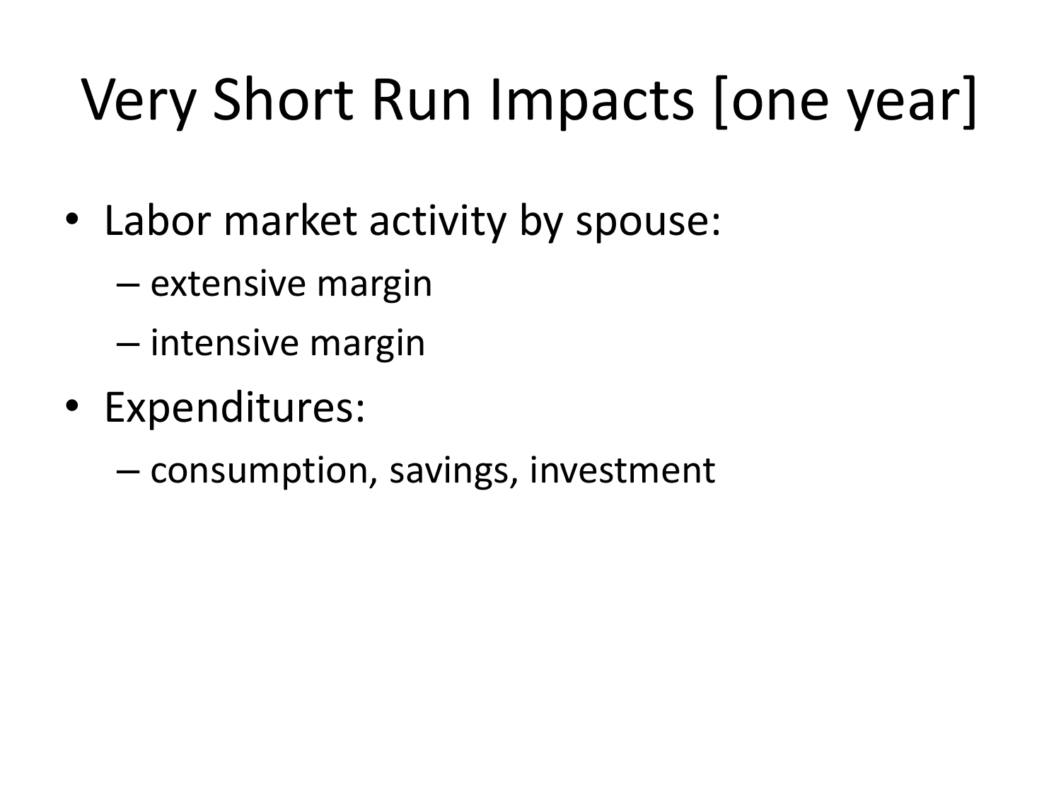# Very Short Run Impacts [one year]

- Labor market activity by spouse:
  - extensive margin
  - intensive margin
- Expenditures:
  - consumption, savings, investment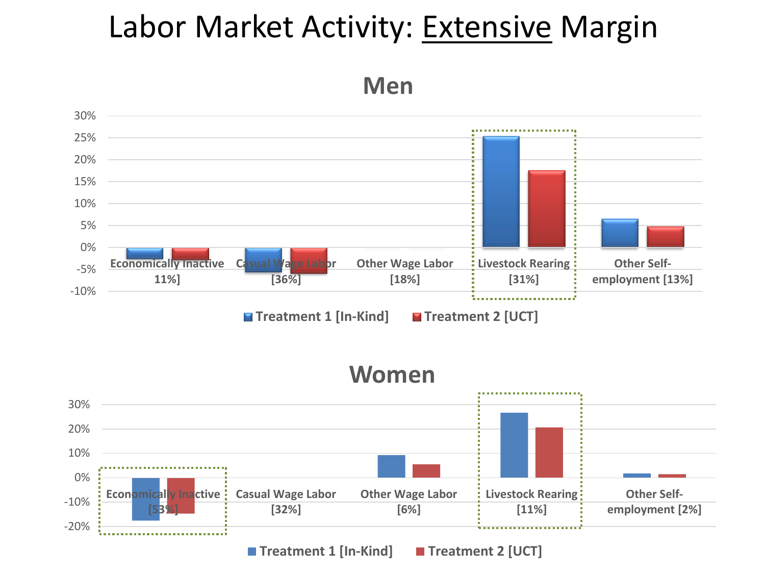# Labor Market Activity: Extensive Margin

## Men

| | Economically Inactive [11%] | Casual Wage Labor [36%] | Other Wage Labor [18%] | Livestock Rearing [31%] | Other Self-employment [13%] |
|---|---|---|---|---|---|
| Treatment 1 [In-Kind] | | | | | |
| Treatment 2 [UCT] | | | | | |

## Women

| | Economically Inactive [53%] | Casual Wage Labor [32%] | Other Wage Labor [6%] | Livestock Rearing [11%] | Other Self-employment [2%] |
|---|---|---|---|---|---|
| Treatment 1 [In-Kind] | | | | | |
| Treatment 2 [UCT] | | | | | |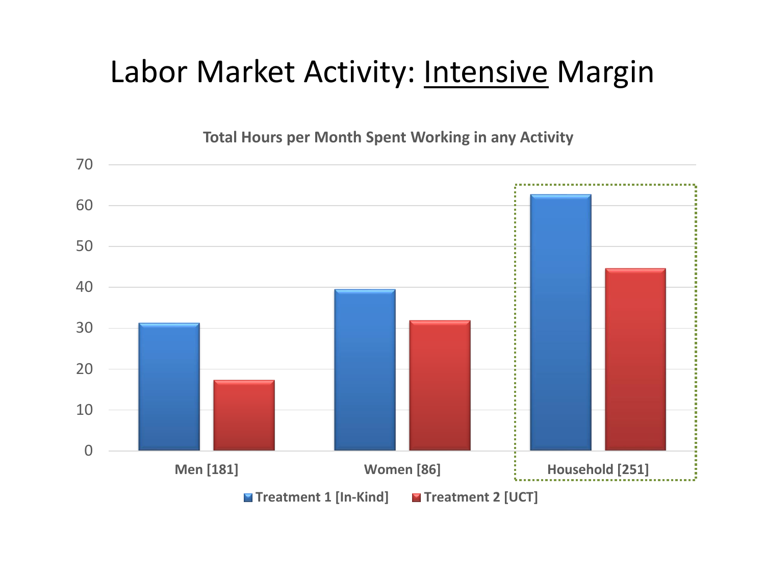# Labor Market Activity: Intensive Margin

**Total Hours per Month Spent Working in any Activity**

| | Treatment 1 [In-Kind] | Treatment 2 [UCT] |
|---|---|---|
| Men [181] | 31 | 17 |
| Women [86] | 39 | 32 |
| Household [251] | 63 | 45 |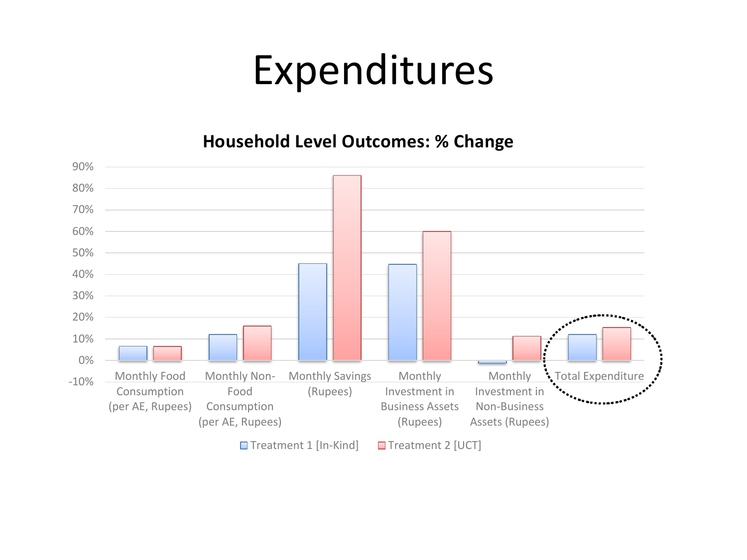# Expenditures

**Household Level Outcomes: % Change**

| Outcome | Treatment 1 [In-Kind] | Treatment 2 [UCT] |
|---|---|---|
| Monthly Food Consumption (per AE, Rupees) | ~7% | ~7% |
| Monthly Non-Food Consumption (per AE, Rupees) | ~12% | ~16% |
| Monthly Savings (Rupees) | ~45% | ~86% |
| Monthly Investment in Business Assets (Rupees) | ~45% | ~60% |
| Monthly Investment in Non-Business Assets (Rupees) | ~-1% | ~11% |
| Total Expenditure | ~12% | ~15% |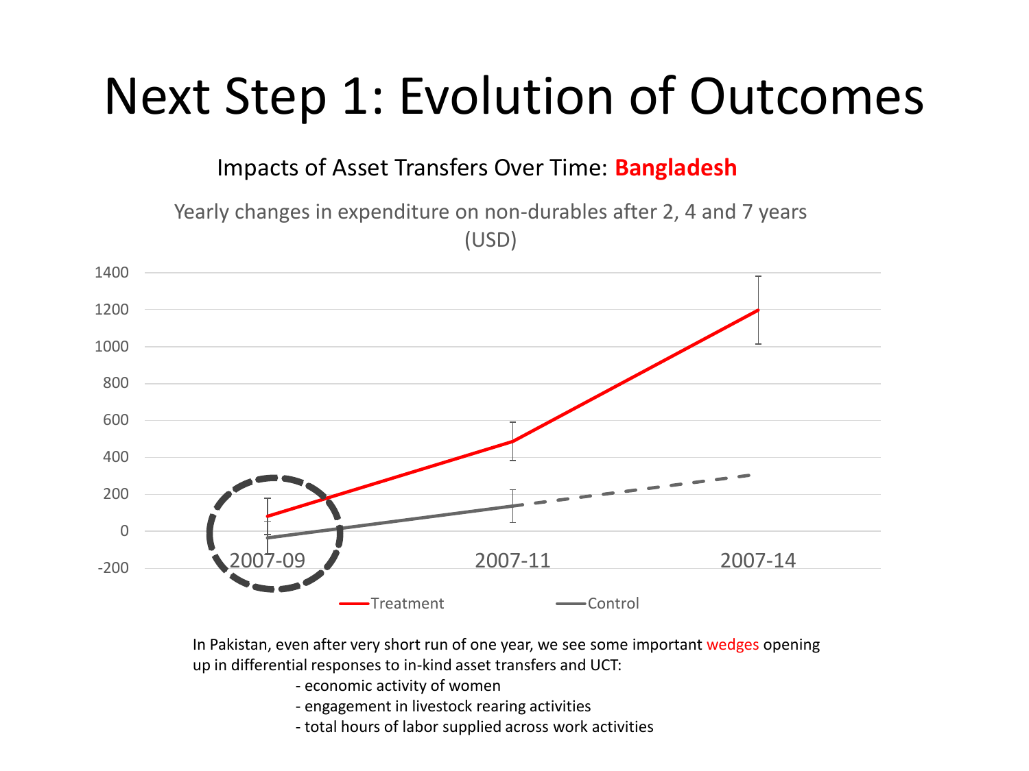# Next Step 1: Evolution of Outcomes

Impacts of Asset Transfers Over Time: **Bangladesh**

Yearly changes in expenditure on non-durables after 2, 4 and 7 years (USD)

In Pakistan, even after very short run of one year, we see some important wedges opening up in differential responses to in-kind asset transfers and UCT:

- economic activity of women
- engagement in livestock rearing activities
- total hours of labor supplied across work activities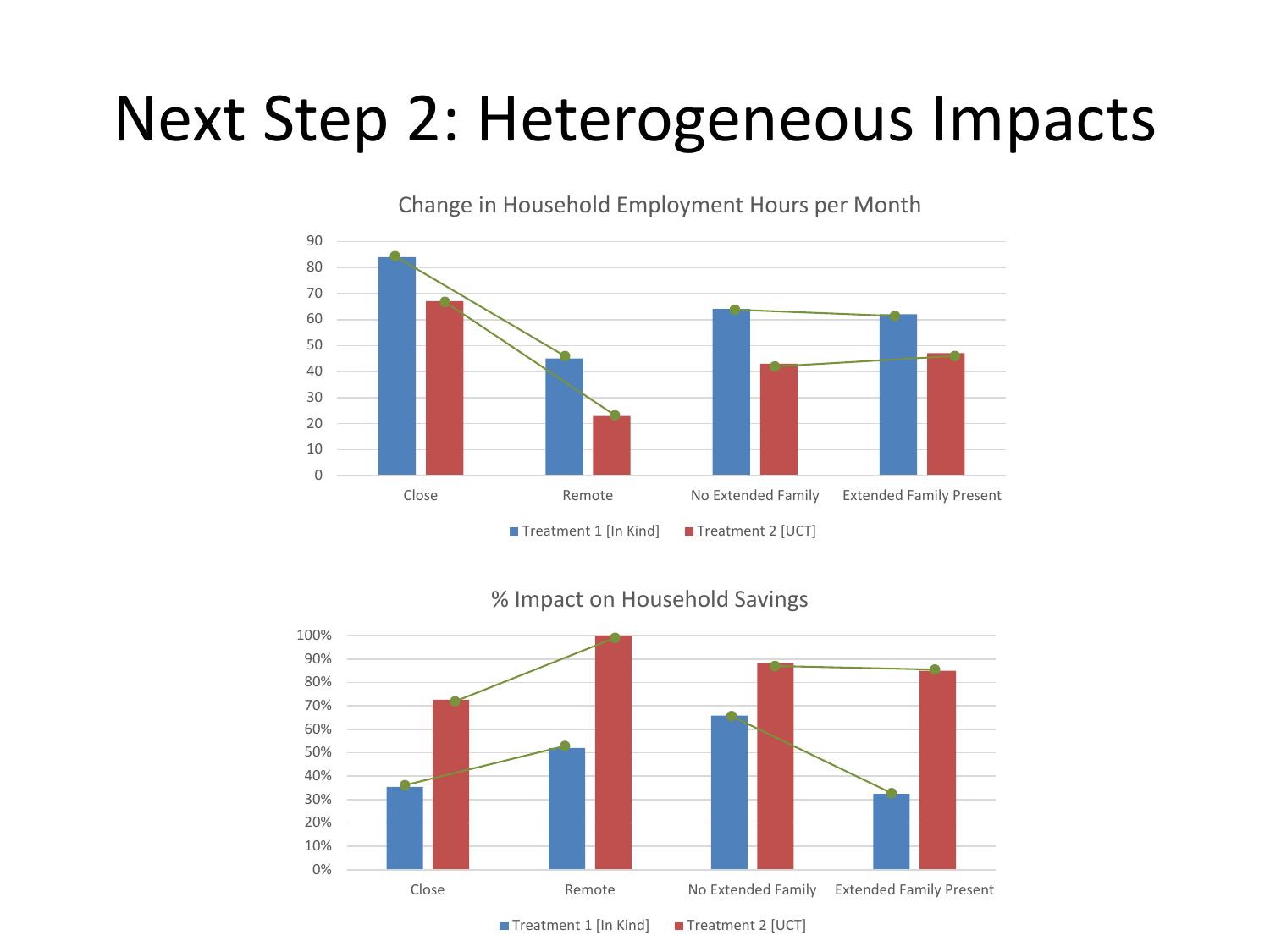# Next Step 2: Heterogeneous Impacts

Change in Household Employment Hours per Month

Close | Remote | No Extended Family | Extended Family Present

Treatment 1 [In Kind] | Treatment 2 [UCT]

% Impact on Household Savings

Close | Remote | No Extended Family | Extended Family Present

Treatment 1 [In Kind] | Treatment 2 [UCT]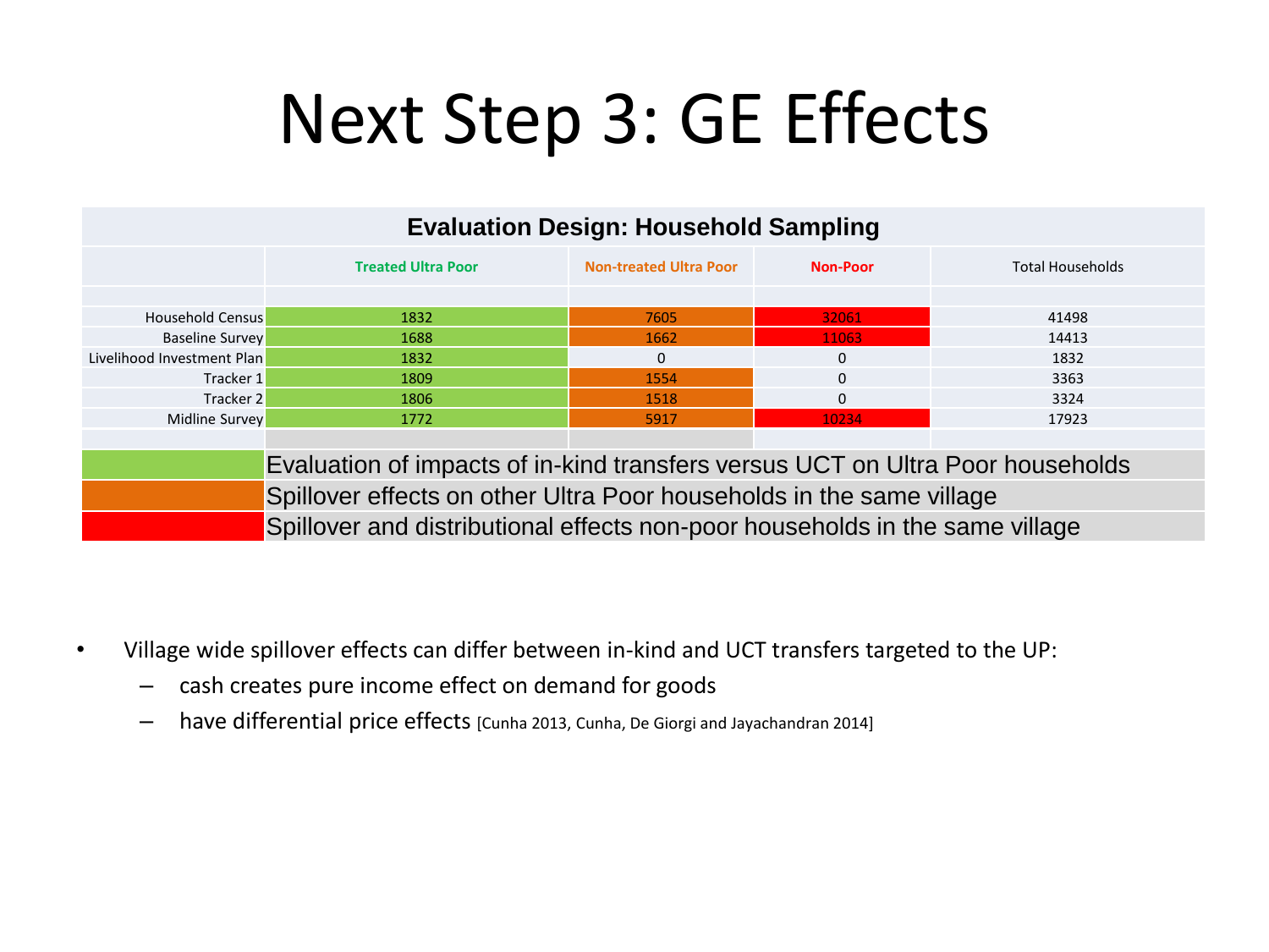# Next Step 3: GE Effects

**Evaluation Design: Household Sampling**

| | Treated Ultra Poor | Non-treated Ultra Poor | Non-Poor | Total Households |
|---|---|---|---|---|
| Household Census | 1832 | 7605 | 32061 | 41498 |
| Baseline Survey | 1688 | 1662 | 11063 | 14413 |
| Livelihood Investment Plan | 1832 | 0 | 0 | 1832 |
| Tracker 1 | 1809 | 1554 | 0 | 3363 |
| Tracker 2 | 1806 | 1518 | 0 | 3324 |
| Midline Survey | 1772 | 5917 | 10234 | 17923 |

Green: Evaluation of impacts of in-kind transfers versus UCT on Ultra Poor households

Orange: Spillover effects on other Ultra Poor households in the same village

Red: Spillover and distributional effects non-poor households in the same village

- Village wide spillover effects can differ between in-kind and UCT transfers targeted to the UP:
  - cash creates pure income effect on demand for goods
  - have differential price effects [Cunha 2013, Cunha, De Giorgi and Jayachandran 2014]